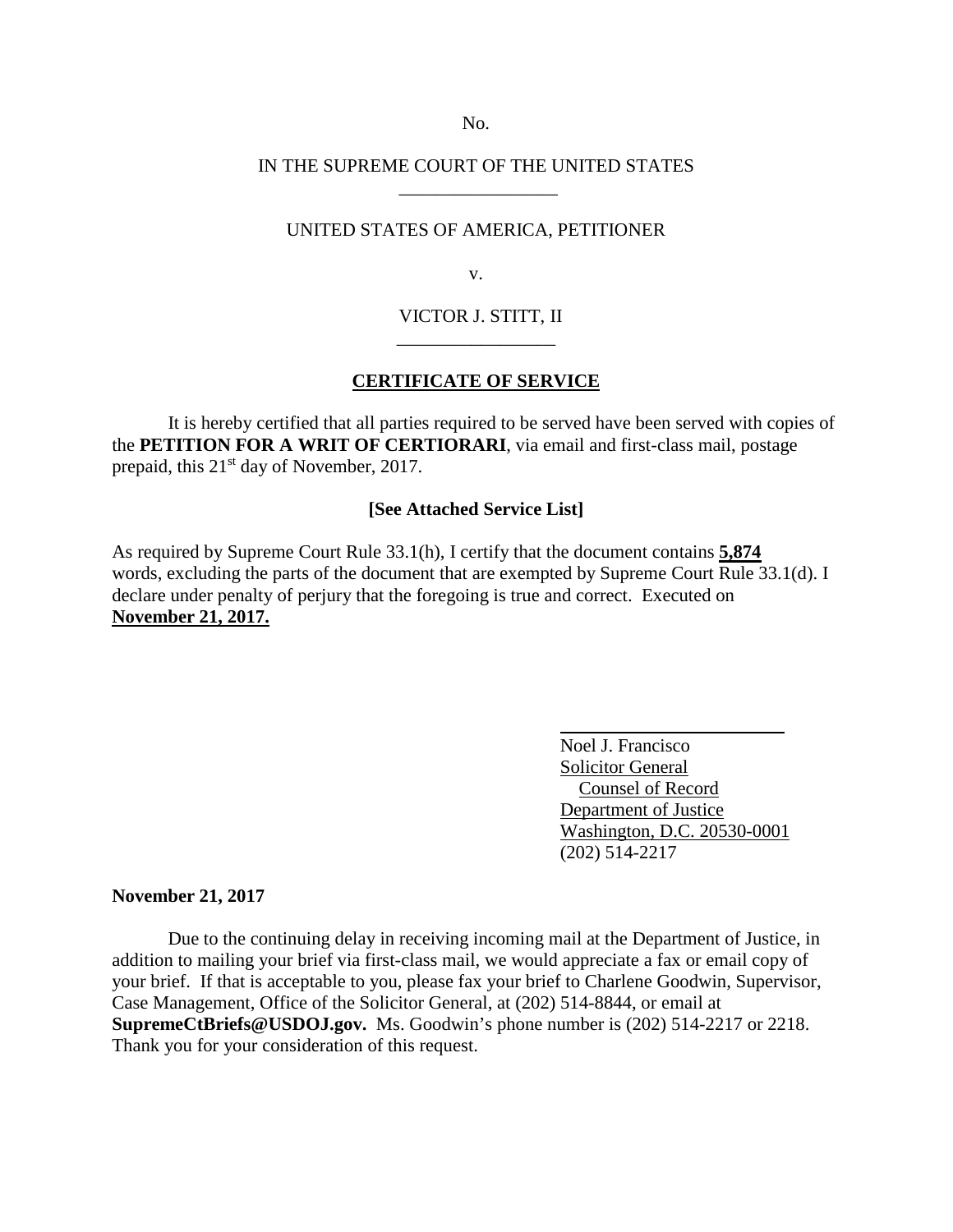No.

IN THE SUPREME COURT OF THE UNITED STATES

UNITED STATES OF AMERICA, PETITIONER

v.

VICTOR J. STITT, II

## CERTIFICATE OF SERVICE

It is hereby certified that all parties required to be served have been served with copies of the **PETITION FOR A WRIT OF CERTIORARI**, via email and first-class mail, postage prepaid, this 21st day of November, 2017.

**[See Attached Service List]**

As required by Supreme Court Rule 33.1(h), I certify that the document contains **5,874** words, excluding the parts of the document that are exempted by Supreme Court Rule 33.1(d). I declare under penalty of perjury that the foregoing is true and correct. Executed on **November 21, 2017.**

Noel J. Francisco
Solicitor General
Counsel of Record
Department of Justice
Washington, D.C. 20530-0001
(202) 514-2217

**November 21, 2017**

Due to the continuing delay in receiving incoming mail at the Department of Justice, in addition to mailing your brief via first-class mail, we would appreciate a fax or email copy of your brief. If that is acceptable to you, please fax your brief to Charlene Goodwin, Supervisor, Case Management, Office of the Solicitor General, at (202) 514-8844, or email at **SupremeCtBriefs@USDOJ.gov.** Ms. Goodwin's phone number is (202) 514-2217 or 2218. Thank you for your consideration of this request.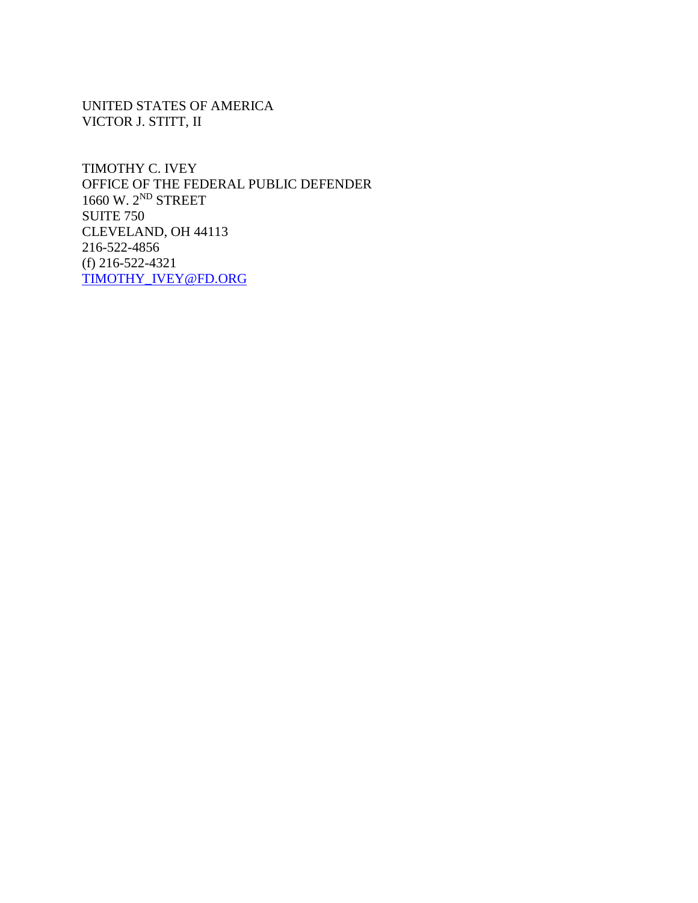UNITED STATES OF AMERICA
VICTOR J. STITT, II

TIMOTHY C. IVEY
OFFICE OF THE FEDERAL PUBLIC DEFENDER
1660 W. 2ND STREET
SUITE 750
CLEVELAND, OH 44113
216-522-4856
(f) 216-522-4321
TIMOTHY_IVEY@FD.ORG